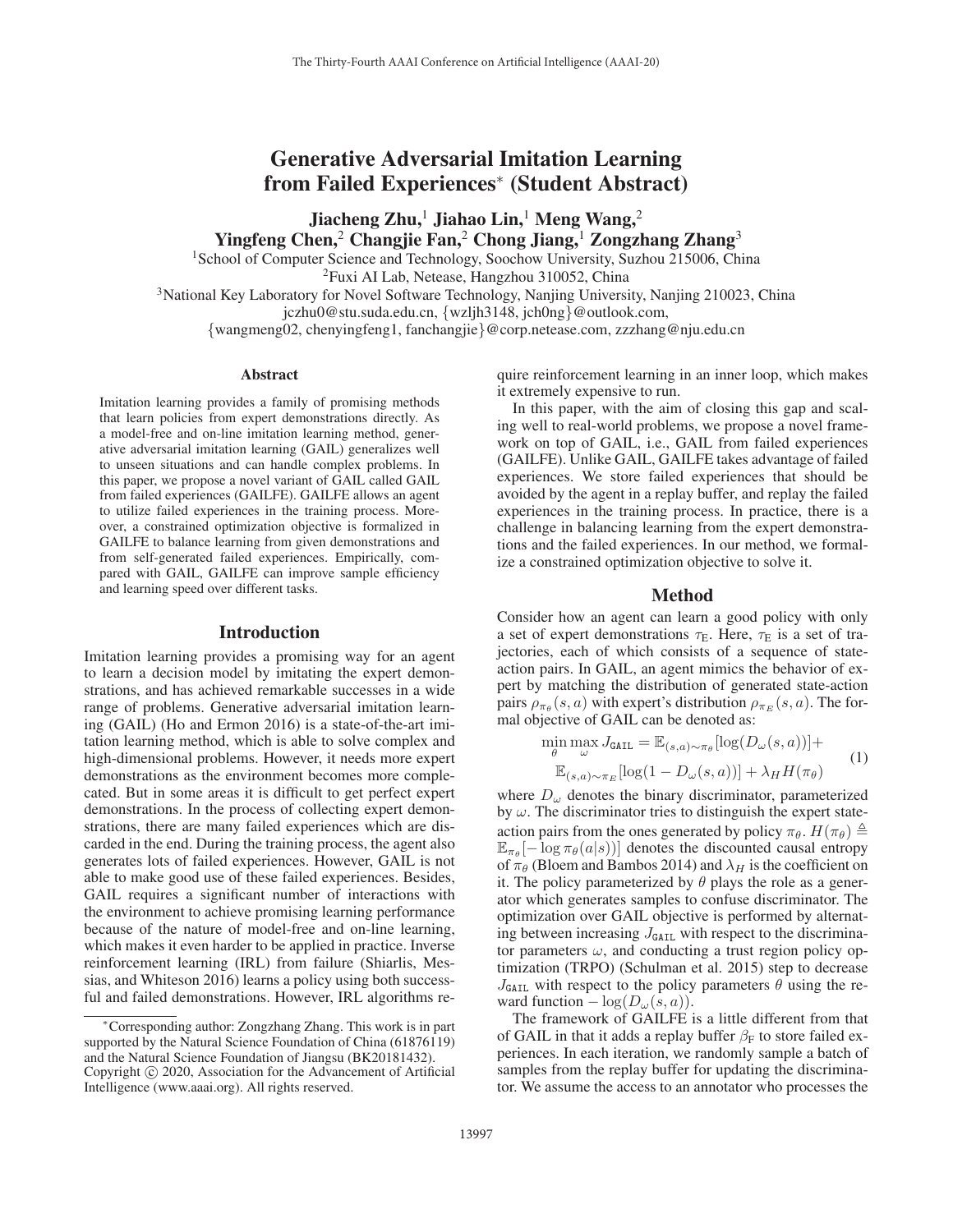# Generative Adversarial Imitation Learning from Failed Experiences* (Student Abstract)

**Jiacheng Zhu,[1] Jiahao Lin,[1] Meng Wang,[2] Yingfeng Chen,[2] Changjie Fan,[2] Chong Jiang,[1] Zongzhang Zhang[3]**

[1]School of Computer Science and Technology, Soochow University, Suzhou 215006, China
[2]Fuxi AI Lab, Netease, Hangzhou 310052, China
[3]National Key Laboratory for Novel Software Technology, Nanjing University, Nanjing 210023, China
jczhu0@stu.suda.edu.cn, {wzljh3148, jch0ng}@outlook.com,
{wangmeng02, chenyingfeng1, fanchangjie}@corp.netease.com, zzzhang@nju.edu.cn

## Abstract

Imitation learning provides a family of promising methods that learn policies from expert demonstrations directly. As a model-free and on-line imitation learning method, generative adversarial imitation learning (GAIL) generalizes well to unseen situations and can handle complex problems. In this paper, we propose a novel variant of GAIL called GAIL from failed experiences (GAILFE). GAILFE allows an agent to utilize failed experiences in the training process. Moreover, a constrained optimization objective is formalized in GAILFE to balance learning from given demonstrations and from self-generated failed experiences. Empirically, compared with GAIL, GAILFE can improve sample efficiency and learning speed over different tasks.

## Introduction

Imitation learning provides a promising way for an agent to learn a decision model by imitating the expert demonstrations, and has achieved remarkable successes in a wide range of problems. Generative adversarial imitation learning (GAIL) (Ho and Ermon 2016) is a state-of-the-art imitation learning method, which is able to solve complex and high-dimensional problems. However, it needs more expert demonstrations as the environment becomes more complicated. But in some areas it is difficult to get perfect expert demonstrations. In the process of collecting expert demonstrations, there are many failed experiences which are discarded in the end. During the training process, the agent also generates lots of failed experiences. However, GAIL is not able to make good use of these failed experiences. Besides, GAIL requires a significant number of interactions with the environment to achieve promising learning performance because of the nature of model-free and on-line learning, which makes it even harder to be applied in practice. Inverse reinforcement learning (IRL) from failure (Shiarlis, Messias, and Whiteson 2016) learns a policy using both successful and failed demonstrations. However, IRL algorithms require reinforcement learning in an inner loop, which makes it extremely expensive to run.

In this paper, with the aim of closing this gap and scaling well to real-world problems, we propose a novel framework on top of GAIL, i.e., GAIL from failed experiences (GAILFE). Unlike GAIL, GAILFE takes advantage of failed experiences. We store failed experiences that should be avoided by the agent in a replay buffer, and replay the failed experiences in the training process. In practice, there is a challenge in balancing learning from the expert demonstrations and the failed experiences. In our method, we formalize a constrained optimization objective to solve it.

## Method

Consider how an agent can learn a good policy with only a set of expert demonstrations $\tau_{\text{E}}$. Here, $\tau_{\text{E}}$ is a set of trajectories, each of which consists of a sequence of state-action pairs. In GAIL, an agent mimics the behavior of expert by matching the distribution of generated state-action pairs $\rho_{\pi_\theta}(s,a)$ with expert's distribution $\rho_{\pi_E}(s,a)$. The formal objective of GAIL can be denoted as:

$$\min_{\theta}\max_{\omega} J_{\texttt{GAIL}} = \mathbb{E}_{(s,a)\sim\pi_\theta}[\log(D_\omega(s,a))] + \mathbb{E}_{(s,a)\sim\pi_E}[\log(1-D_\omega(s,a))] + \lambda_H H(\pi_\theta) \tag{1}$$

where $D_\omega$ denotes the binary discriminator, parameterized by $\omega$. The discriminator tries to distinguish the expert state-action pairs from the ones generated by policy $\pi_\theta$. $H(\pi_\theta) \triangleq \mathbb{E}_{\pi_\theta}[-\log \pi_\theta(a|s))]$ denotes the discounted causal entropy of $\pi_\theta$ (Bloem and Bambos 2014) and $\lambda_H$ is the coefficient on it. The policy parameterized by $\theta$ plays the role as a generator which generates samples to confuse discriminator. The optimization over GAIL objective is performed by alternating between increasing $J_{\texttt{GAIL}}$ with respect to the discriminator parameters $\omega$, and conducting a trust region policy optimization (TRPO) (Schulman et al. 2015) step to decrease $J_{\texttt{GAIL}}$ with respect to the policy parameters $\theta$ using the reward function $-\log(D_\omega(s,a))$.

The framework of GAILFE is a little different from that of GAIL in that it adds a replay buffer $\beta_{\text{F}}$ to store failed experiences. In each iteration, we randomly sample a batch of samples from the replay buffer for updating the discriminator. We assume the access to an annotator who processes the

*Corresponding author: Zongzhang Zhang. This work is in part supported by the Natural Science Foundation of China (61876119) and the Natural Science Foundation of Jiangsu (BK20181432).
Copyright © 2020, Association for the Advancement of Artificial Intelligence (www.aaai.org). All rights reserved.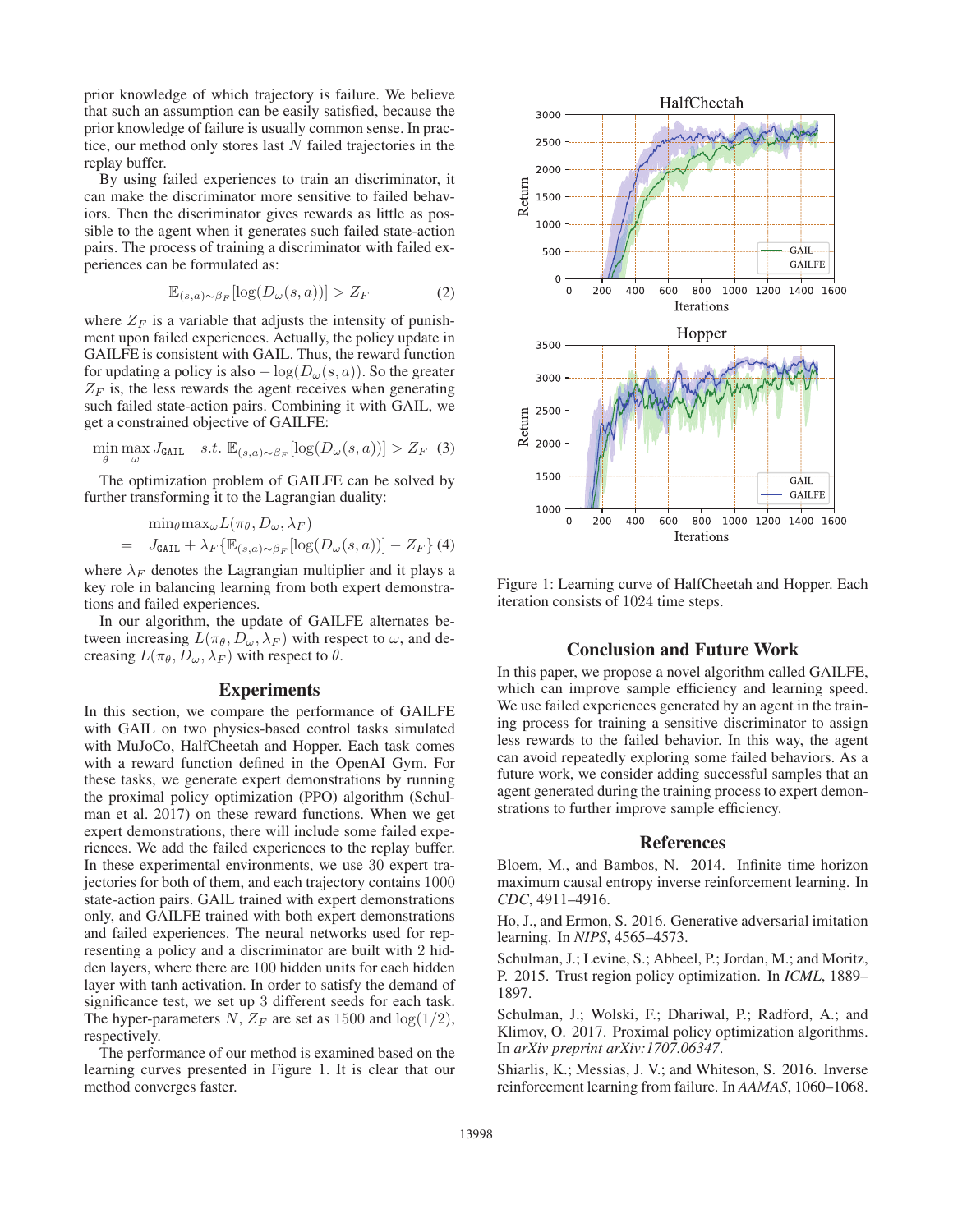prior knowledge of which trajectory is failure. We believe that such an assumption can be easily satisfied, because the prior knowledge of failure is usually common sense. In practice, our method only stores last $N$ failed trajectories in the replay buffer.

By using failed experiences to train an discriminator, it can make the discriminator more sensitive to failed behaviors. Then the discriminator gives rewards as little as possible to the agent when it generates such failed state-action pairs. The process of training a discriminator with failed experiences can be formulated as:

$$\mathbb{E}_{(s,a)\sim\beta_F}[\log(D_\omega(s,a))] > Z_F \quad (2)$$

where $Z_F$ is a variable that adjusts the intensity of punishment upon failed experiences. Actually, the policy update in GAILFE is consistent with GAIL. Thus, the reward function for updating a policy is also $-\log(D_\omega(s,a))$. So the greater $Z_F$ is, the less rewards the agent receives when generating such failed state-action pairs. Combining it with GAIL, we get a constrained objective of GAILFE:

$$\min_\theta \max_\omega J_{\texttt{GAIL}} \quad s.t. \ \mathbb{E}_{(s,a)\sim\beta_F}[\log(D_\omega(s,a))] > Z_F \quad (3)$$

The optimization problem of GAILFE can be solved by further transforming it to the Lagrangian duality:

$$\begin{aligned} & \min_\theta \max_\omega L(\pi_\theta, D_\omega, \lambda_F) \\ = \ & J_{\texttt{GAIL}} + \lambda_F\{\mathbb{E}_{(s,a)\sim\beta_F}[\log(D_\omega(s,a))] - Z_F\} \end{aligned} \quad (4)$$

where $\lambda_F$ denotes the Lagrangian multiplier and it plays a key role in balancing learning from both expert demonstrations and failed experiences.

In our algorithm, the update of GAILFE alternates between increasing $L(\pi_\theta, D_\omega, \lambda_F)$ with respect to $\omega$, and decreasing $L(\pi_\theta, D_\omega, \lambda_F)$ with respect to $\theta$.

## Experiments

In this section, we compare the performance of GAILFE with GAIL on two physics-based control tasks simulated with MuJoCo, HalfCheetah and Hopper. Each task comes with a reward function defined in the OpenAI Gym. For these tasks, we generate expert demonstrations by running the proximal policy optimization (PPO) algorithm (Schulman et al. 2017) on these reward functions. When we get expert demonstrations, there will include some failed experiences. We add the failed experiences to the replay buffer. In these experimental environments, we use 30 expert trajectories for both of them, and each trajectory contains 1000 state-action pairs. GAIL trained with expert demonstrations only, and GAILFE trained with both expert demonstrations and failed experiences. The neural networks used for representing a policy and a discriminator are built with 2 hidden layers, where there are 100 hidden units for each hidden layer with tanh activation. In order to satisfy the demand of significance test, we set up 3 different seeds for each task. The hyper-parameters $N$, $Z_F$ are set as 1500 and $\log(1/2)$, respectively.

The performance of our method is examined based on the learning curves presented in Figure 1. It is clear that our method converges faster.

HalfCheetah
Return
3000
2500
2000
1500
1000
500
0
0 200 400 600 800 1000 1200 1400 1600
Iterations
GAIL
GAILFE

Hopper
Return
3500
3000
2500
2000
1500
1000
0 200 400 600 800 1000 1200 1400 1600
Iterations
GAIL
GAILFE

Figure 1: Learning curve of HalfCheetah and Hopper. Each iteration consists of 1024 time steps.

## Conclusion and Future Work

In this paper, we propose a novel algorithm called GAILFE, which can improve sample efficiency and learning speed. We use failed experiences generated by an agent in the training process for training a sensitive discriminator to assign less rewards to the failed behavior. In this way, the agent can avoid repeatedly exploring some failed behaviors. As a future work, we consider adding successful samples that an agent generated during the training process to expert demonstrations to further improve sample efficiency.

## References

Bloem, M., and Bambos, N. 2014. Infinite time horizon maximum causal entropy inverse reinforcement learning. In *CDC*, 4911–4916.

Ho, J., and Ermon, S. 2016. Generative adversarial imitation learning. In *NIPS*, 4565–4573.

Schulman, J.; Levine, S.; Abbeel, P.; Jordan, M.; and Moritz, P. 2015. Trust region policy optimization. In *ICML*, 1889–1897.

Schulman, J.; Wolski, F.; Dhariwal, P.; Radford, A.; and Klimov, O. 2017. Proximal policy optimization algorithms. In *arXiv preprint arXiv:1707.06347*.

Shiarlis, K.; Messias, J. V.; and Whiteson, S. 2016. Inverse reinforcement learning from failure. In *AAMAS*, 1060–1068.